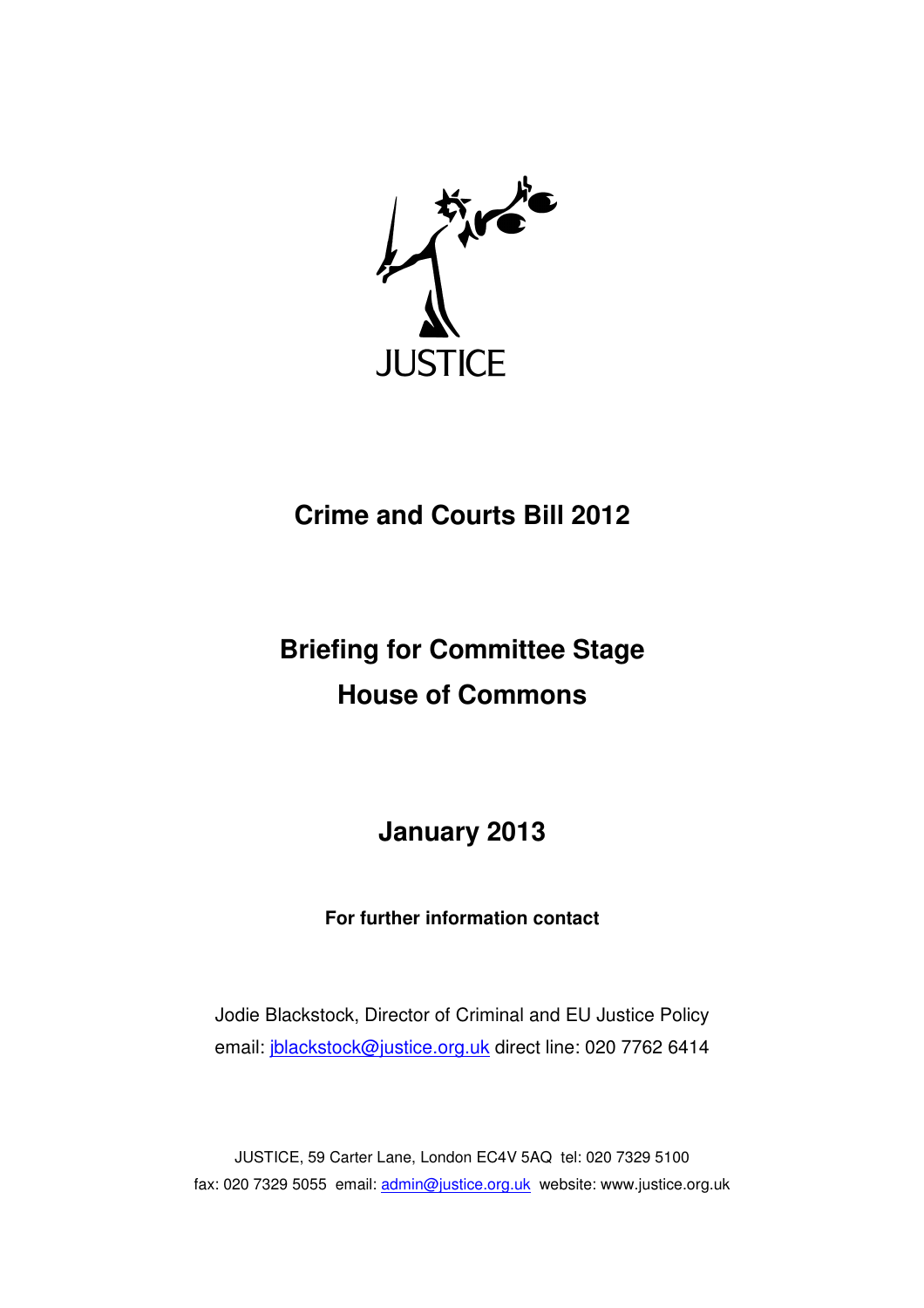JUSTICE

# Crime and Courts Bill 2012

## Briefing for Committee Stage
## House of Commons

## January 2013

**For further information contact**

Jodie Blackstock, Director of Criminal and EU Justice Policy
email: jblackstock@justice.org.uk direct line: 020 7762 6414

JUSTICE, 59 Carter Lane, London EC4V 5AQ tel: 020 7329 5100
fax: 020 7329 5055 email: admin@justice.org.uk website: www.justice.org.uk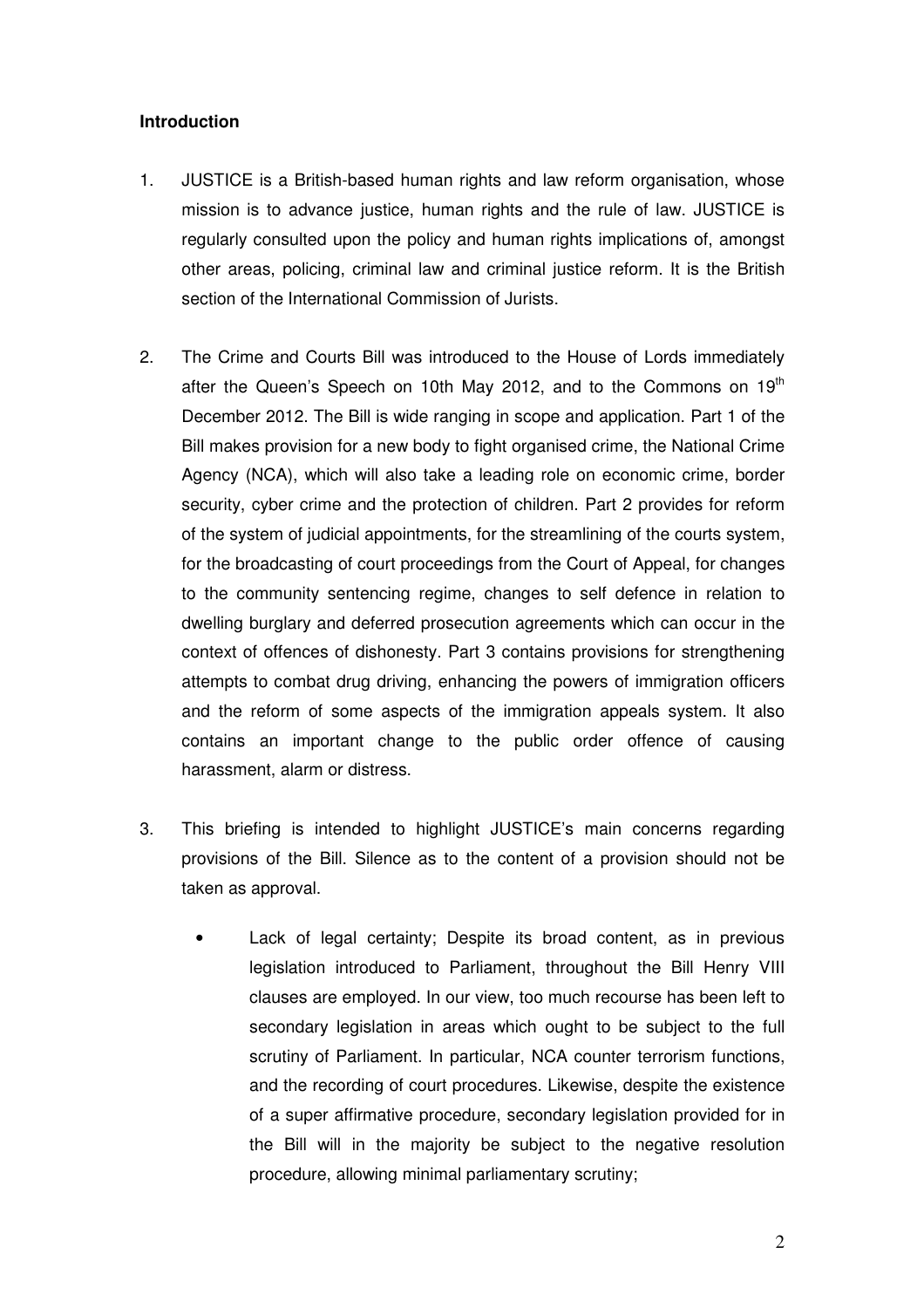**Introduction**

1. JUSTICE is a British-based human rights and law reform organisation, whose mission is to advance justice, human rights and the rule of law. JUSTICE is regularly consulted upon the policy and human rights implications of, amongst other areas, policing, criminal law and criminal justice reform. It is the British section of the International Commission of Jurists.

2. The Crime and Courts Bill was introduced to the House of Lords immediately after the Queen's Speech on 10th May 2012, and to the Commons on 19th December 2012. The Bill is wide ranging in scope and application. Part 1 of the Bill makes provision for a new body to fight organised crime, the National Crime Agency (NCA), which will also take a leading role on economic crime, border security, cyber crime and the protection of children. Part 2 provides for reform of the system of judicial appointments, for the streamlining of the courts system, for the broadcasting of court proceedings from the Court of Appeal, for changes to the community sentencing regime, changes to self defence in relation to dwelling burglary and deferred prosecution agreements which can occur in the context of offences of dishonesty. Part 3 contains provisions for strengthening attempts to combat drug driving, enhancing the powers of immigration officers and the reform of some aspects of the immigration appeals system. It also contains an important change to the public order offence of causing harassment, alarm or distress.

3. This briefing is intended to highlight JUSTICE's main concerns regarding provisions of the Bill. Silence as to the content of a provision should not be taken as approval.

   - Lack of legal certainty; Despite its broad content, as in previous legislation introduced to Parliament, throughout the Bill Henry VIII clauses are employed. In our view, too much recourse has been left to secondary legislation in areas which ought to be subject to the full scrutiny of Parliament. In particular, NCA counter terrorism functions, and the recording of court procedures. Likewise, despite the existence of a super affirmative procedure, secondary legislation provided for in the Bill will in the majority be subject to the negative resolution procedure, allowing minimal parliamentary scrutiny;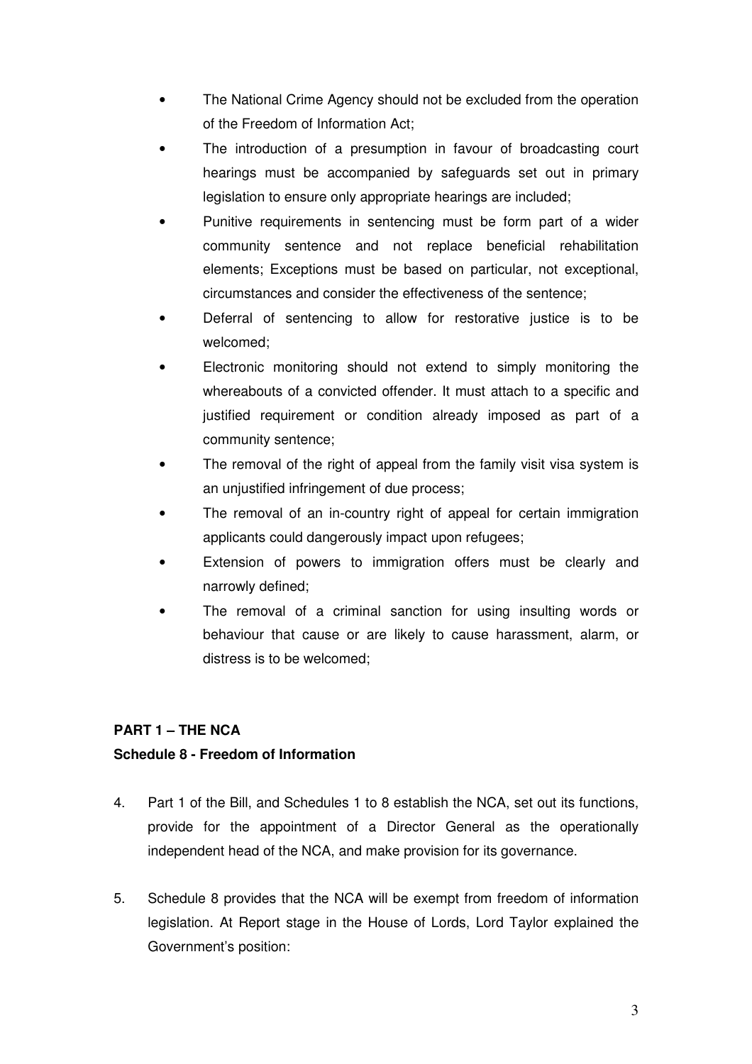- The National Crime Agency should not be excluded from the operation of the Freedom of Information Act;
- The introduction of a presumption in favour of broadcasting court hearings must be accompanied by safeguards set out in primary legislation to ensure only appropriate hearings are included;
- Punitive requirements in sentencing must be form part of a wider community sentence and not replace beneficial rehabilitation elements; Exceptions must be based on particular, not exceptional, circumstances and consider the effectiveness of the sentence;
- Deferral of sentencing to allow for restorative justice is to be welcomed;
- Electronic monitoring should not extend to simply monitoring the whereabouts of a convicted offender. It must attach to a specific and justified requirement or condition already imposed as part of a community sentence;
- The removal of the right of appeal from the family visit visa system is an unjustified infringement of due process;
- The removal of an in-country right of appeal for certain immigration applicants could dangerously impact upon refugees;
- Extension of powers to immigration offers must be clearly and narrowly defined;
- The removal of a criminal sanction for using insulting words or behaviour that cause or are likely to cause harassment, alarm, or distress is to be welcomed;

**PART 1 – THE NCA**

**Schedule 8 - Freedom of Information**

4. Part 1 of the Bill, and Schedules 1 to 8 establish the NCA, set out its functions, provide for the appointment of a Director General as the operationally independent head of the NCA, and make provision for its governance.

5. Schedule 8 provides that the NCA will be exempt from freedom of information legislation. At Report stage in the House of Lords, Lord Taylor explained the Government's position: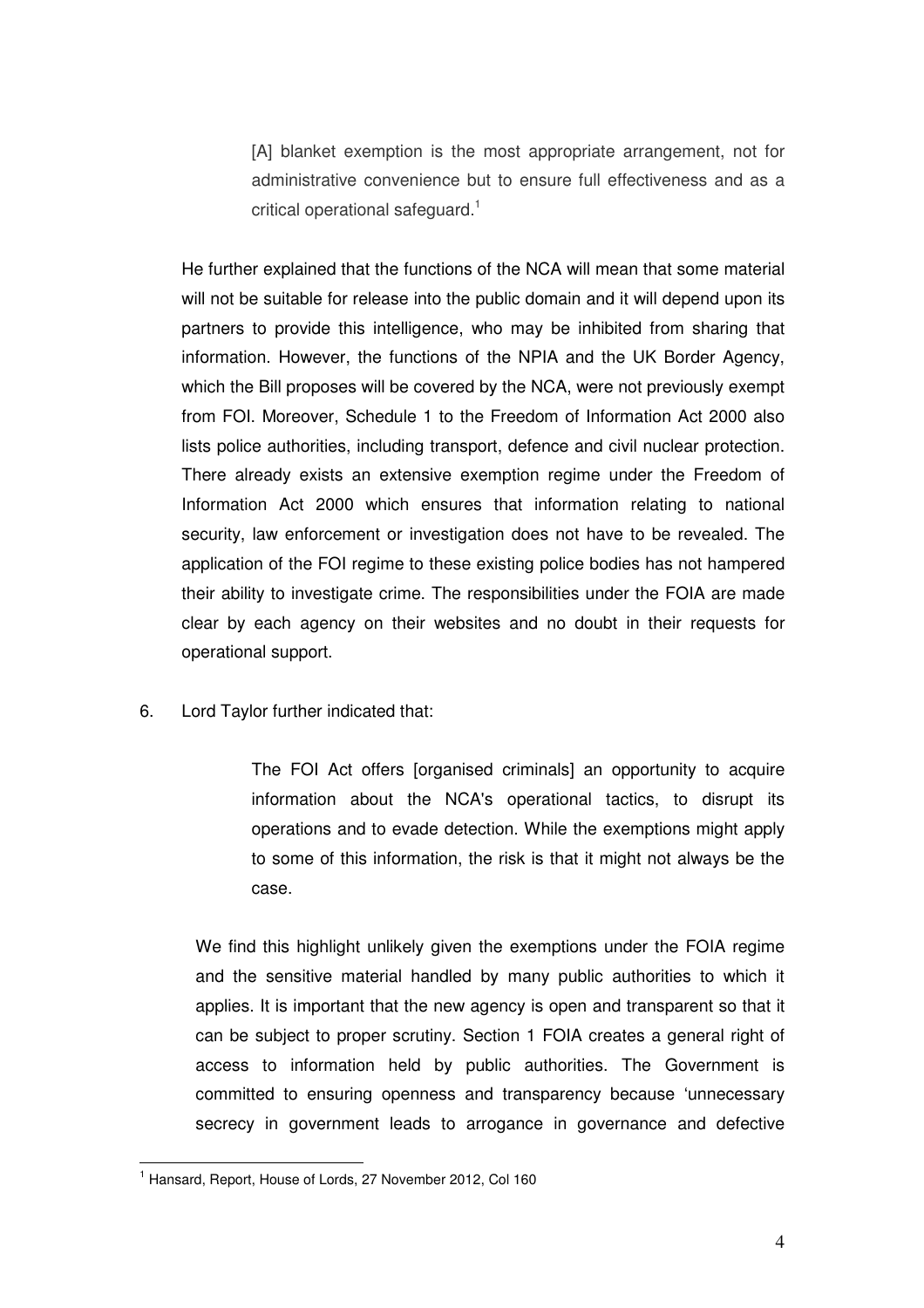> [A] blanket exemption is the most appropriate arrangement, not for administrative convenience but to ensure full effectiveness and as a critical operational safeguard.[1]

He further explained that the functions of the NCA will mean that some material will not be suitable for release into the public domain and it will depend upon its partners to provide this intelligence, who may be inhibited from sharing that information. However, the functions of the NPIA and the UK Border Agency, which the Bill proposes will be covered by the NCA, were not previously exempt from FOI. Moreover, Schedule 1 to the Freedom of Information Act 2000 also lists police authorities, including transport, defence and civil nuclear protection. There already exists an extensive exemption regime under the Freedom of Information Act 2000 which ensures that information relating to national security, law enforcement or investigation does not have to be revealed. The application of the FOI regime to these existing police bodies has not hampered their ability to investigate crime. The responsibilities under the FOIA are made clear by each agency on their websites and no doubt in their requests for operational support.

6. Lord Taylor further indicated that:

> The FOI Act offers [organised criminals] an opportunity to acquire information about the NCA's operational tactics, to disrupt its operations and to evade detection. While the exemptions might apply to some of this information, the risk is that it might not always be the case.

We find this highlight unlikely given the exemptions under the FOIA regime and the sensitive material handled by many public authorities to which it applies. It is important that the new agency is open and transparent so that it can be subject to proper scrutiny. Section 1 FOIA creates a general right of access to information held by public authorities. The Government is committed to ensuring openness and transparency because 'unnecessary secrecy in government leads to arrogance in governance and defective

[1] Hansard, Report, House of Lords, 27 November 2012, Col 160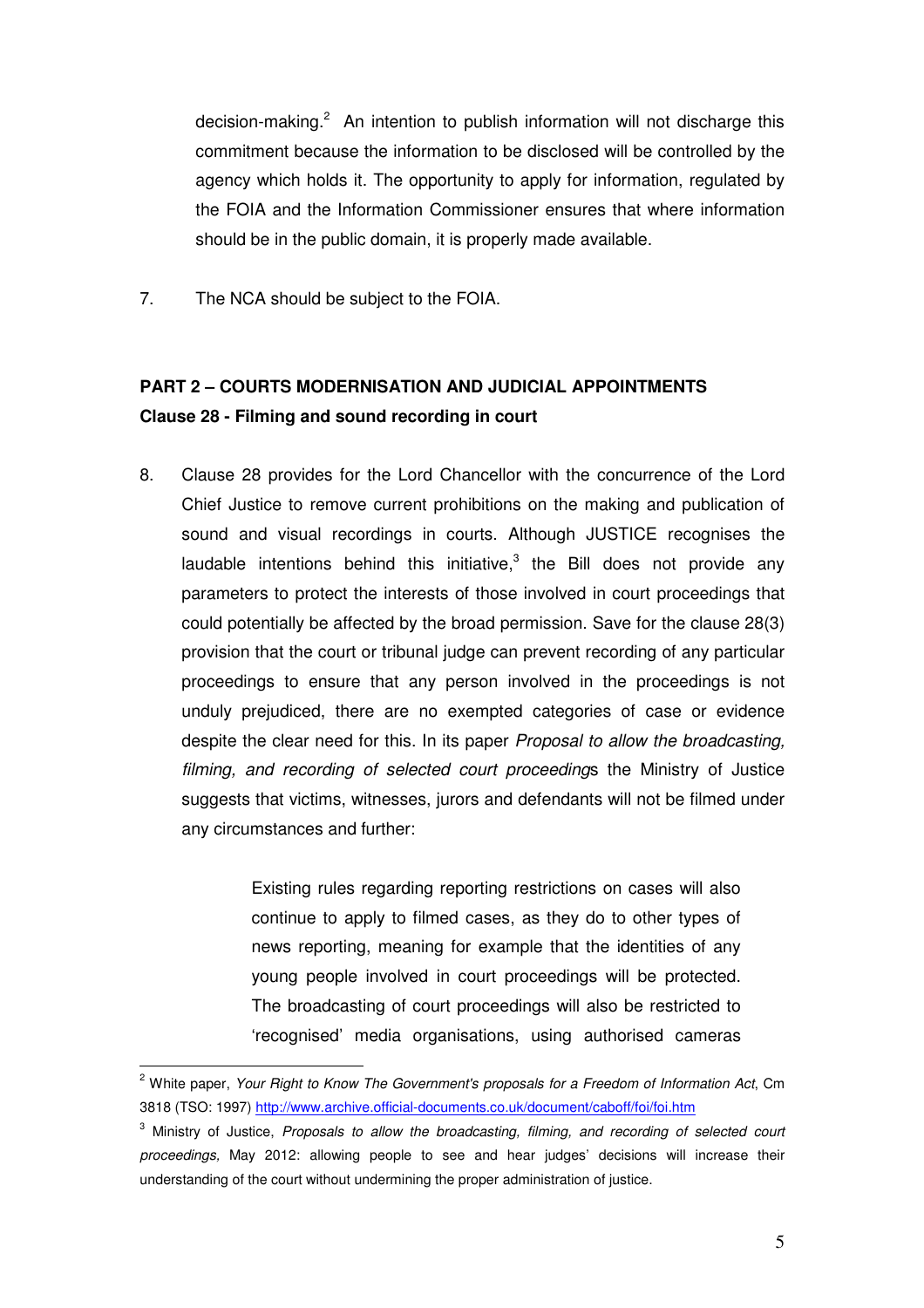decision-making.[2] An intention to publish information will not discharge this commitment because the information to be disclosed will be controlled by the agency which holds it. The opportunity to apply for information, regulated by the FOIA and the Information Commissioner ensures that where information should be in the public domain, it is properly made available.

7. The NCA should be subject to the FOIA.

**PART 2 – COURTS MODERNISATION AND JUDICIAL APPOINTMENTS**
**Clause 28 - Filming and sound recording in court**

8. Clause 28 provides for the Lord Chancellor with the concurrence of the Lord Chief Justice to remove current prohibitions on the making and publication of sound and visual recordings in courts. Although JUSTICE recognises the laudable intentions behind this initiative,[3] the Bill does not provide any parameters to protect the interests of those involved in court proceedings that could potentially be affected by the broad permission. Save for the clause 28(3) provision that the court or tribunal judge can prevent recording of any particular proceedings to ensure that any person involved in the proceedings is not unduly prejudiced, there are no exempted categories of case or evidence despite the clear need for this. In its paper *Proposal to allow the broadcasting, filming, and recording of selected court proceedings* the Ministry of Justice suggests that victims, witnesses, jurors and defendants will not be filmed under any circumstances and further:

> Existing rules regarding reporting restrictions on cases will also continue to apply to filmed cases, as they do to other types of news reporting, meaning for example that the identities of any young people involved in court proceedings will be protected. The broadcasting of court proceedings will also be restricted to 'recognised' media organisations, using authorised cameras

---

[2] White paper, *Your Right to Know The Government's proposals for a Freedom of Information Act*, Cm 3818 (TSO: 1997) http://www.archive.official-documents.co.uk/document/caboff/foi/foi.htm

[3] Ministry of Justice, *Proposals to allow the broadcasting, filming, and recording of selected court proceedings,* May 2012: allowing people to see and hear judges' decisions will increase their understanding of the court without undermining the proper administration of justice.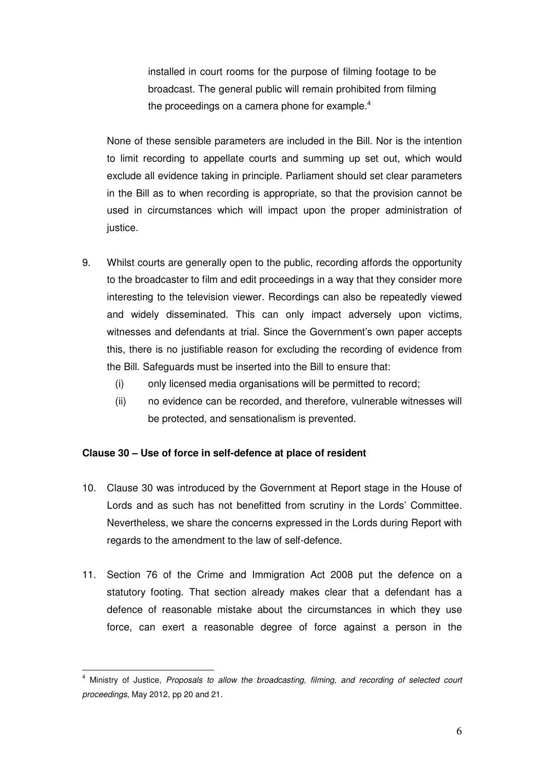installed in court rooms for the purpose of filming footage to be broadcast. The general public will remain prohibited from filming the proceedings on a camera phone for example.[4]

None of these sensible parameters are included in the Bill. Nor is the intention to limit recording to appellate courts and summing up set out, which would exclude all evidence taking in principle. Parliament should set clear parameters in the Bill as to when recording is appropriate, so that the provision cannot be used in circumstances which will impact upon the proper administration of justice.

9. Whilst courts are generally open to the public, recording affords the opportunity to the broadcaster to film and edit proceedings in a way that they consider more interesting to the television viewer. Recordings can also be repeatedly viewed and widely disseminated. This can only impact adversely upon victims, witnesses and defendants at trial. Since the Government's own paper accepts this, there is no justifiable reason for excluding the recording of evidence from the Bill. Safeguards must be inserted into the Bill to ensure that:
   (i) only licensed media organisations will be permitted to record;
   (ii) no evidence can be recorded, and therefore, vulnerable witnesses will be protected, and sensationalism is prevented.

**Clause 30 – Use of force in self-defence at place of resident**

10. Clause 30 was introduced by the Government at Report stage in the House of Lords and as such has not benefitted from scrutiny in the Lords' Committee. Nevertheless, we share the concerns expressed in the Lords during Report with regards to the amendment to the law of self-defence.

11. Section 76 of the Crime and Immigration Act 2008 put the defence on a statutory footing. That section already makes clear that a defendant has a defence of reasonable mistake about the circumstances in which they use force, can exert a reasonable degree of force against a person in the

---

[4] Ministry of Justice, *Proposals to allow the broadcasting, filming, and recording of selected court proceedings,* May 2012, pp 20 and 21.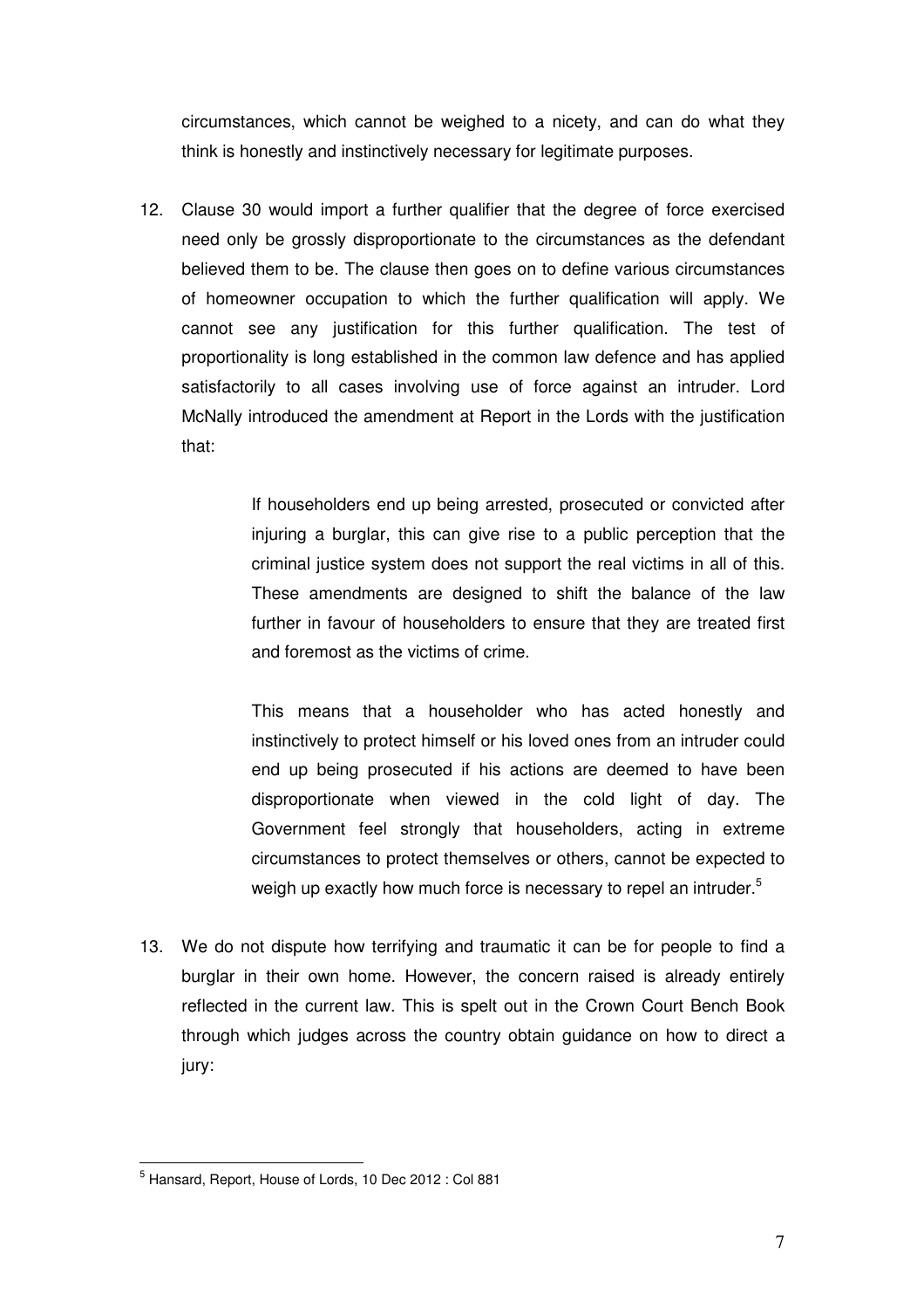circumstances, which cannot be weighed to a nicety, and can do what they think is honestly and instinctively necessary for legitimate purposes.

12. Clause 30 would import a further qualifier that the degree of force exercised need only be grossly disproportionate to the circumstances as the defendant believed them to be. The clause then goes on to define various circumstances of homeowner occupation to which the further qualification will apply. We cannot see any justification for this further qualification. The test of proportionality is long established in the common law defence and has applied satisfactorily to all cases involving use of force against an intruder. Lord McNally introduced the amendment at Report in the Lords with the justification that:

> If householders end up being arrested, prosecuted or convicted after injuring a burglar, this can give rise to a public perception that the criminal justice system does not support the real victims in all of this. These amendments are designed to shift the balance of the law further in favour of householders to ensure that they are treated first and foremost as the victims of crime.
>
> This means that a householder who has acted honestly and instinctively to protect himself or his loved ones from an intruder could end up being prosecuted if his actions are deemed to have been disproportionate when viewed in the cold light of day. The Government feel strongly that householders, acting in extreme circumstances to protect themselves or others, cannot be expected to weigh up exactly how much force is necessary to repel an intruder.[5]

13. We do not dispute how terrifying and traumatic it can be for people to find a burglar in their own home. However, the concern raised is already entirely reflected in the current law. This is spelt out in the Crown Court Bench Book through which judges across the country obtain guidance on how to direct a jury:

---

[5] Hansard, Report, House of Lords, 10 Dec 2012 : Col 881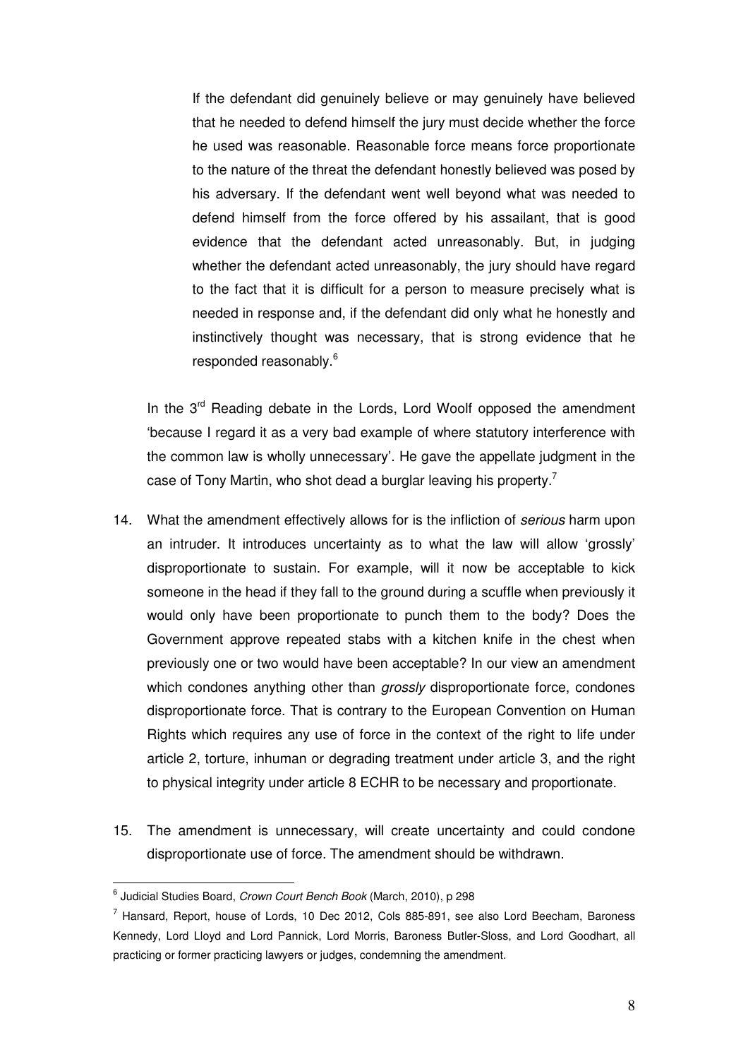> If the defendant did genuinely believe or may genuinely have believed that he needed to defend himself the jury must decide whether the force he used was reasonable. Reasonable force means force proportionate to the nature of the threat the defendant honestly believed was posed by his adversary. If the defendant went well beyond what was needed to defend himself from the force offered by his assailant, that is good evidence that the defendant acted unreasonably. But, in judging whether the defendant acted unreasonably, the jury should have regard to the fact that it is difficult for a person to measure precisely what is needed in response and, if the defendant did only what he honestly and instinctively thought was necessary, that is strong evidence that he responded reasonably.[6]

In the 3rd Reading debate in the Lords, Lord Woolf opposed the amendment 'because I regard it as a very bad example of where statutory interference with the common law is wholly unnecessary'. He gave the appellate judgment in the case of Tony Martin, who shot dead a burglar leaving his property.[7]

14. What the amendment effectively allows for is the infliction of *serious* harm upon an intruder. It introduces uncertainty as to what the law will allow 'grossly' disproportionate to sustain. For example, will it now be acceptable to kick someone in the head if they fall to the ground during a scuffle when previously it would only have been proportionate to punch them to the body? Does the Government approve repeated stabs with a kitchen knife in the chest when previously one or two would have been acceptable? In our view an amendment which condones anything other than *grossly* disproportionate force, condones disproportionate force. That is contrary to the European Convention on Human Rights which requires any use of force in the context of the right to life under article 2, torture, inhuman or degrading treatment under article 3, and the right to physical integrity under article 8 ECHR to be necessary and proportionate.

15. The amendment is unnecessary, will create uncertainty and could condone disproportionate use of force. The amendment should be withdrawn.

---

[6] Judicial Studies Board, *Crown Court Bench Book* (March, 2010), p 298

[7] Hansard, Report, house of Lords, 10 Dec 2012, Cols 885-891, see also Lord Beecham, Baroness Kennedy, Lord Lloyd and Lord Pannick, Lord Morris, Baroness Butler-Sloss, and Lord Goodhart, all practicing or former practicing lawyers or judges, condemning the amendment.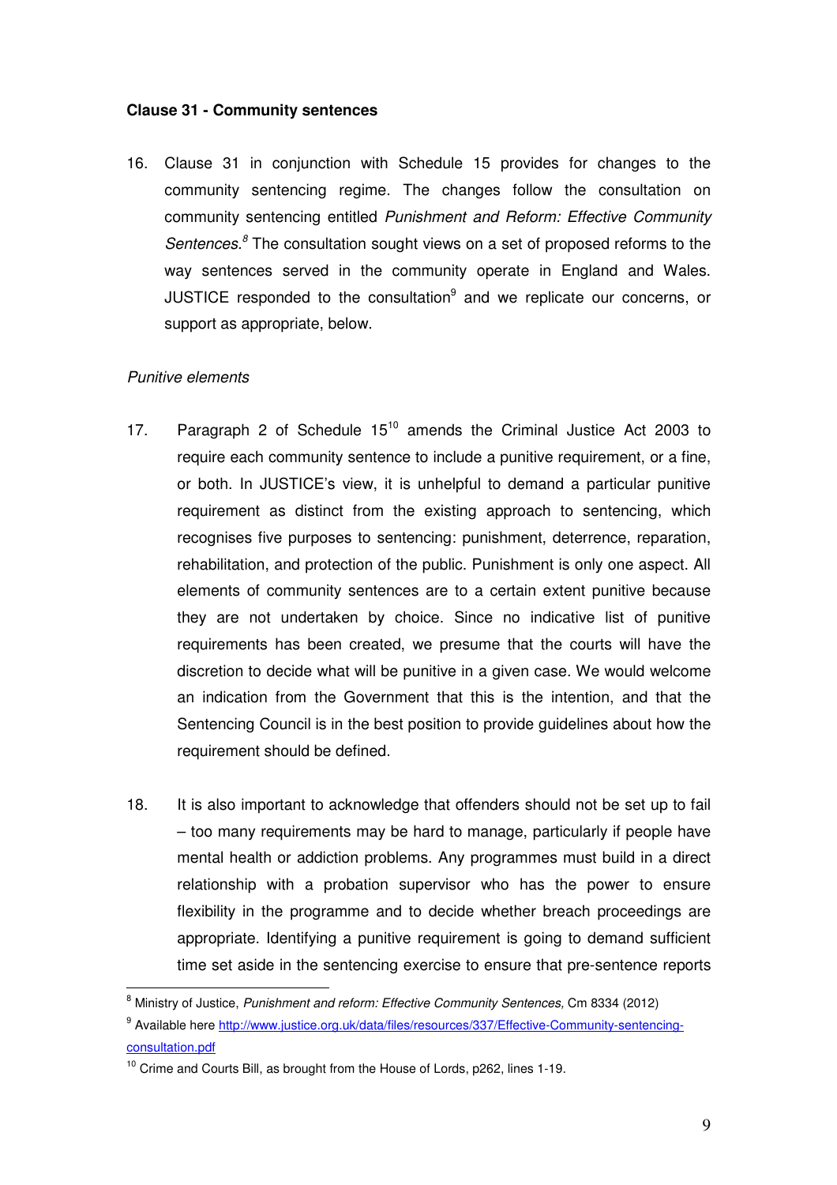**Clause 31 - Community sentences**

16. Clause 31 in conjunction with Schedule 15 provides for changes to the community sentencing regime. The changes follow the consultation on community sentencing entitled *Punishment and Reform: Effective Community Sentences.*[8] The consultation sought views on a set of proposed reforms to the way sentences served in the community operate in England and Wales. JUSTICE responded to the consultation[9] and we replicate our concerns, or support as appropriate, below.

*Punitive elements*

17. Paragraph 2 of Schedule 15[10] amends the Criminal Justice Act 2003 to require each community sentence to include a punitive requirement, or a fine, or both. In JUSTICE's view, it is unhelpful to demand a particular punitive requirement as distinct from the existing approach to sentencing, which recognises five purposes to sentencing: punishment, deterrence, reparation, rehabilitation, and protection of the public. Punishment is only one aspect. All elements of community sentences are to a certain extent punitive because they are not undertaken by choice. Since no indicative list of punitive requirements has been created, we presume that the courts will have the discretion to decide what will be punitive in a given case. We would welcome an indication from the Government that this is the intention, and that the Sentencing Council is in the best position to provide guidelines about how the requirement should be defined.

18. It is also important to acknowledge that offenders should not be set up to fail – too many requirements may be hard to manage, particularly if people have mental health or addiction problems. Any programmes must build in a direct relationship with a probation supervisor who has the power to ensure flexibility in the programme and to decide whether breach proceedings are appropriate. Identifying a punitive requirement is going to demand sufficient time set aside in the sentencing exercise to ensure that pre-sentence reports

---

[8] Ministry of Justice, *Punishment and reform: Effective Community Sentences,* Cm 8334 (2012)

[9] Available here http://www.justice.org.uk/data/files/resources/337/Effective-Community-sentencing-consultation.pdf

[10] Crime and Courts Bill, as brought from the House of Lords, p262, lines 1-19.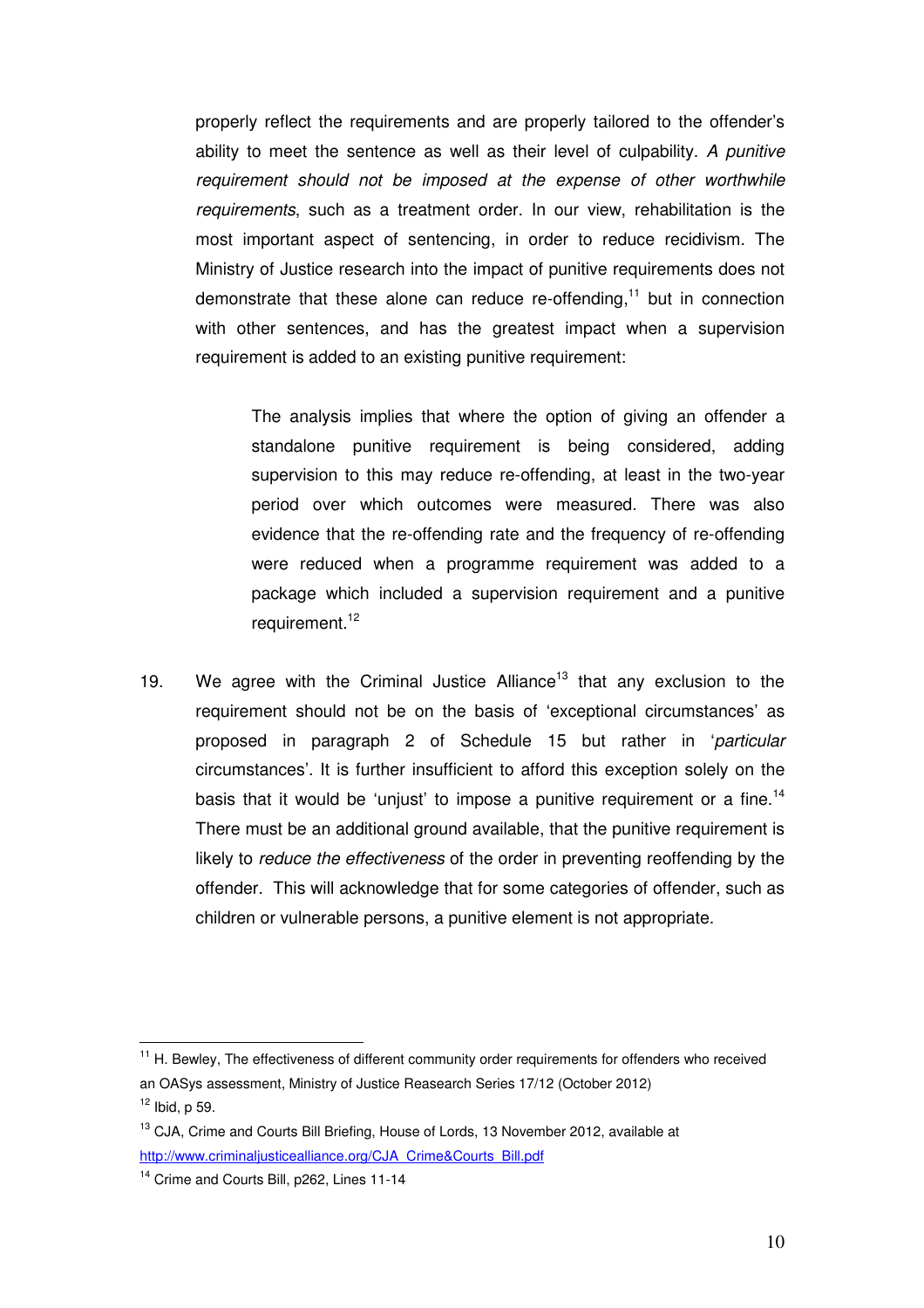properly reflect the requirements and are properly tailored to the offender's ability to meet the sentence as well as their level of culpability. *A punitive requirement should not be imposed at the expense of other worthwhile requirements*, such as a treatment order. In our view, rehabilitation is the most important aspect of sentencing, in order to reduce recidivism. The Ministry of Justice research into the impact of punitive requirements does not demonstrate that these alone can reduce re-offending,[11] but in connection with other sentences, and has the greatest impact when a supervision requirement is added to an existing punitive requirement:

> The analysis implies that where the option of giving an offender a standalone punitive requirement is being considered, adding supervision to this may reduce re-offending, at least in the two-year period over which outcomes were measured. There was also evidence that the re-offending rate and the frequency of re-offending were reduced when a programme requirement was added to a package which included a supervision requirement and a punitive requirement.[12]

19. We agree with the Criminal Justice Alliance[13] that any exclusion to the requirement should not be on the basis of 'exceptional circumstances' as proposed in paragraph 2 of Schedule 15 but rather in '*particular* circumstances'. It is further insufficient to afford this exception solely on the basis that it would be 'unjust' to impose a punitive requirement or a fine.[14] There must be an additional ground available, that the punitive requirement is likely to *reduce the effectiveness* of the order in preventing reoffending by the offender. This will acknowledge that for some categories of offender, such as children or vulnerable persons, a punitive element is not appropriate.

---

[11] H. Bewley, The effectiveness of different community order requirements for offenders who received an OASys assessment, Ministry of Justice Reasearch Series 17/12 (October 2012)

[12] Ibid, p 59.

[13] CJA, Crime and Courts Bill Briefing, House of Lords, 13 November 2012, available at http://www.criminaljusticealliance.org/CJA_Crime&Courts_Bill.pdf

[14] Crime and Courts Bill, p262, Lines 11-14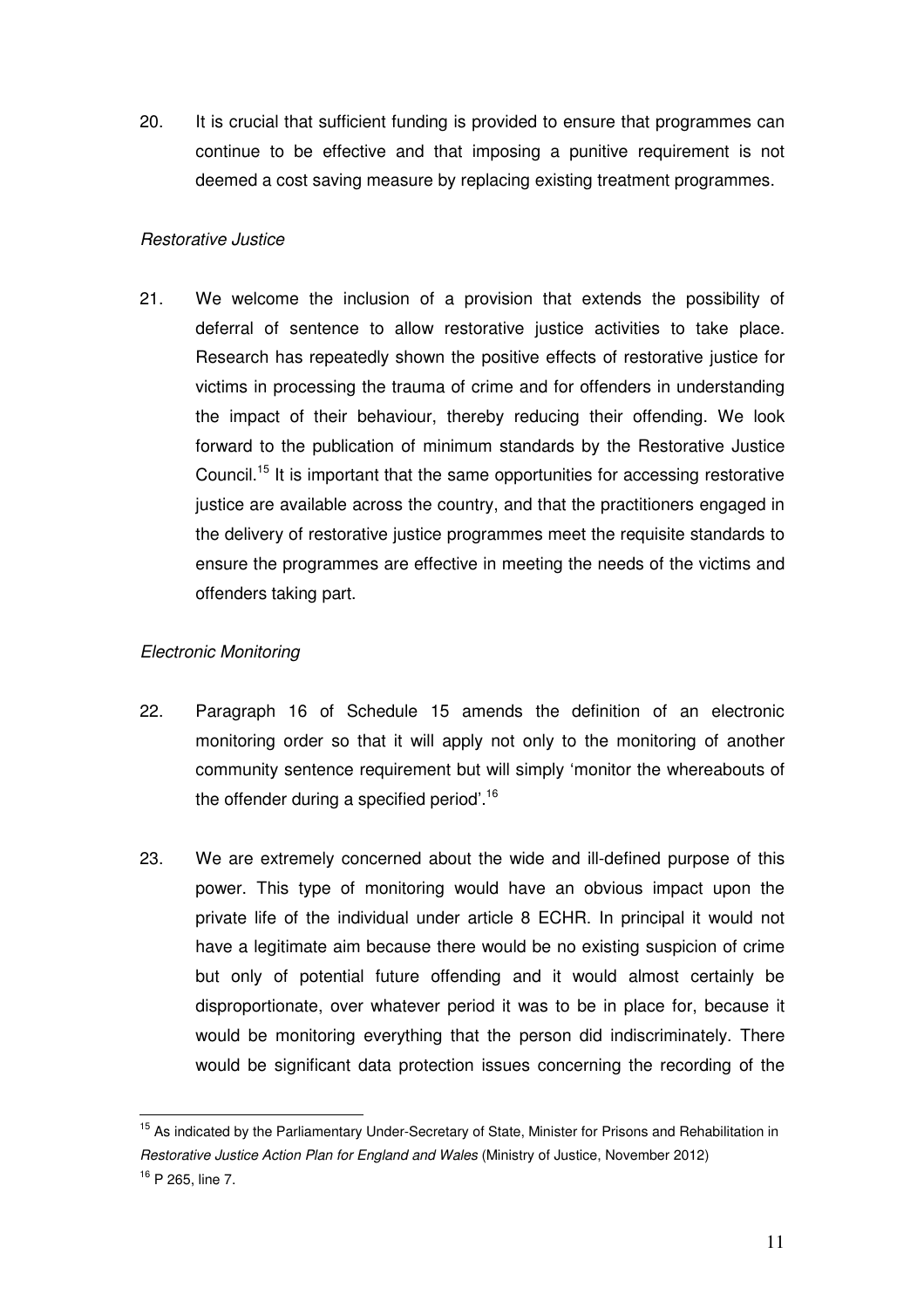20. It is crucial that sufficient funding is provided to ensure that programmes can continue to be effective and that imposing a punitive requirement is not deemed a cost saving measure by replacing existing treatment programmes.

*Restorative Justice*

21. We welcome the inclusion of a provision that extends the possibility of deferral of sentence to allow restorative justice activities to take place. Research has repeatedly shown the positive effects of restorative justice for victims in processing the trauma of crime and for offenders in understanding the impact of their behaviour, thereby reducing their offending. We look forward to the publication of minimum standards by the Restorative Justice Council.[15] It is important that the same opportunities for accessing restorative justice are available across the country, and that the practitioners engaged in the delivery of restorative justice programmes meet the requisite standards to ensure the programmes are effective in meeting the needs of the victims and offenders taking part.

*Electronic Monitoring*

22. Paragraph 16 of Schedule 15 amends the definition of an electronic monitoring order so that it will apply not only to the monitoring of another community sentence requirement but will simply 'monitor the whereabouts of the offender during a specified period'.[16]

23. We are extremely concerned about the wide and ill-defined purpose of this power. This type of monitoring would have an obvious impact upon the private life of the individual under article 8 ECHR. In principal it would not have a legitimate aim because there would be no existing suspicion of crime but only of potential future offending and it would almost certainly be disproportionate, over whatever period it was to be in place for, because it would be monitoring everything that the person did indiscriminately. There would be significant data protection issues concerning the recording of the

---

[15] As indicated by the Parliamentary Under-Secretary of State, Minister for Prisons and Rehabilitation in *Restorative Justice Action Plan for England and Wales* (Ministry of Justice, November 2012)

[16] P 265, line 7.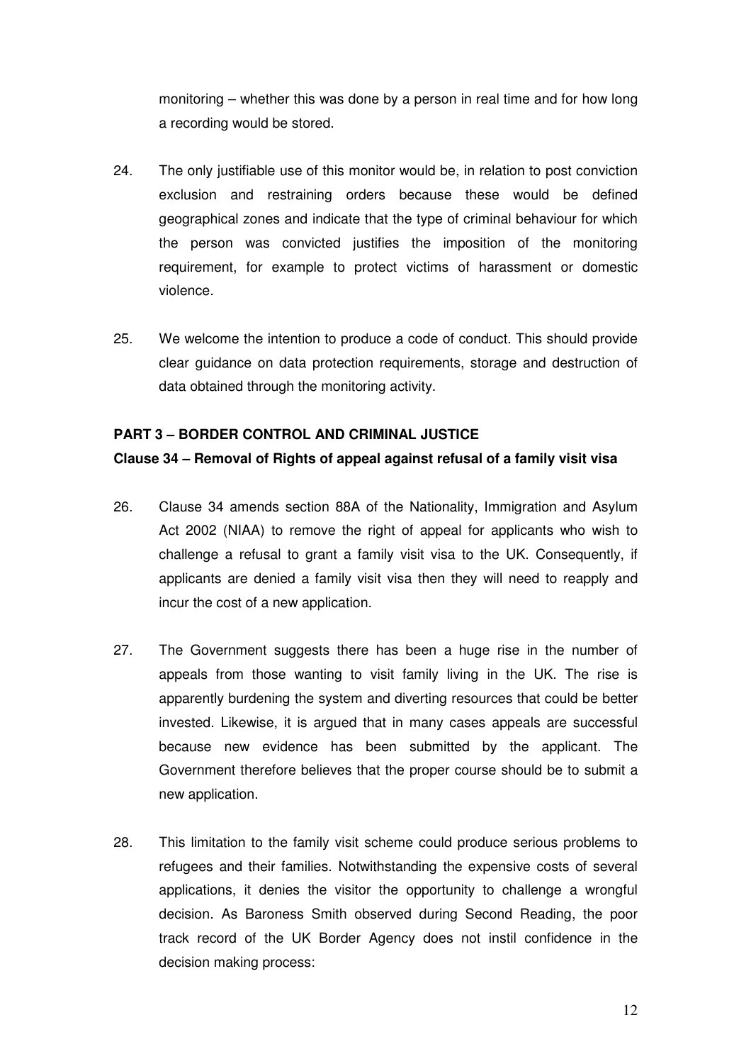monitoring – whether this was done by a person in real time and for how long a recording would be stored.

24. The only justifiable use of this monitor would be, in relation to post conviction exclusion and restraining orders because these would be defined geographical zones and indicate that the type of criminal behaviour for which the person was convicted justifies the imposition of the monitoring requirement, for example to protect victims of harassment or domestic violence.

25. We welcome the intention to produce a code of conduct. This should provide clear guidance on data protection requirements, storage and destruction of data obtained through the monitoring activity.

**PART 3 – BORDER CONTROL AND CRIMINAL JUSTICE**

**Clause 34 – Removal of Rights of appeal against refusal of a family visit visa**

26. Clause 34 amends section 88A of the Nationality, Immigration and Asylum Act 2002 (NIAA) to remove the right of appeal for applicants who wish to challenge a refusal to grant a family visit visa to the UK. Consequently, if applicants are denied a family visit visa then they will need to reapply and incur the cost of a new application.

27. The Government suggests there has been a huge rise in the number of appeals from those wanting to visit family living in the UK. The rise is apparently burdening the system and diverting resources that could be better invested. Likewise, it is argued that in many cases appeals are successful because new evidence has been submitted by the applicant. The Government therefore believes that the proper course should be to submit a new application.

28. This limitation to the family visit scheme could produce serious problems to refugees and their families. Notwithstanding the expensive costs of several applications, it denies the visitor the opportunity to challenge a wrongful decision. As Baroness Smith observed during Second Reading, the poor track record of the UK Border Agency does not instil confidence in the decision making process: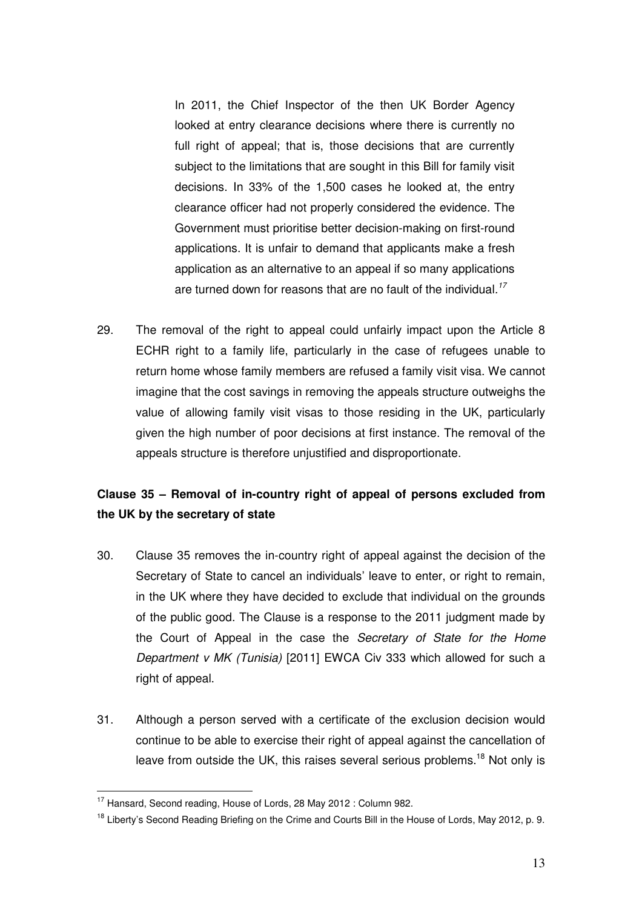> In 2011, the Chief Inspector of the then UK Border Agency looked at entry clearance decisions where there is currently no full right of appeal; that is, those decisions that are currently subject to the limitations that are sought in this Bill for family visit decisions. In 33% of the 1,500 cases he looked at, the entry clearance officer had not properly considered the evidence. The Government must prioritise better decision-making on first-round applications. It is unfair to demand that applicants make a fresh application as an alternative to an appeal if so many applications are turned down for reasons that are no fault of the individual.[17]

29. The removal of the right to appeal could unfairly impact upon the Article 8 ECHR right to a family life, particularly in the case of refugees unable to return home whose family members are refused a family visit visa. We cannot imagine that the cost savings in removing the appeals structure outweighs the value of allowing family visit visas to those residing in the UK, particularly given the high number of poor decisions at first instance. The removal of the appeals structure is therefore unjustified and disproportionate.

**Clause 35 – Removal of in-country right of appeal of persons excluded from the UK by the secretary of state**

30. Clause 35 removes the in-country right of appeal against the decision of the Secretary of State to cancel an individuals' leave to enter, or right to remain, in the UK where they have decided to exclude that individual on the grounds of the public good. The Clause is a response to the 2011 judgment made by the Court of Appeal in the case the *Secretary of State for the Home Department v MK (Tunisia)* [2011] EWCA Civ 333 which allowed for such a right of appeal.

31. Although a person served with a certificate of the exclusion decision would continue to be able to exercise their right of appeal against the cancellation of leave from outside the UK, this raises several serious problems.[18] Not only is

---

[17] Hansard, Second reading, House of Lords, 28 May 2012 : Column 982.

[18] Liberty's Second Reading Briefing on the Crime and Courts Bill in the House of Lords, May 2012, p. 9.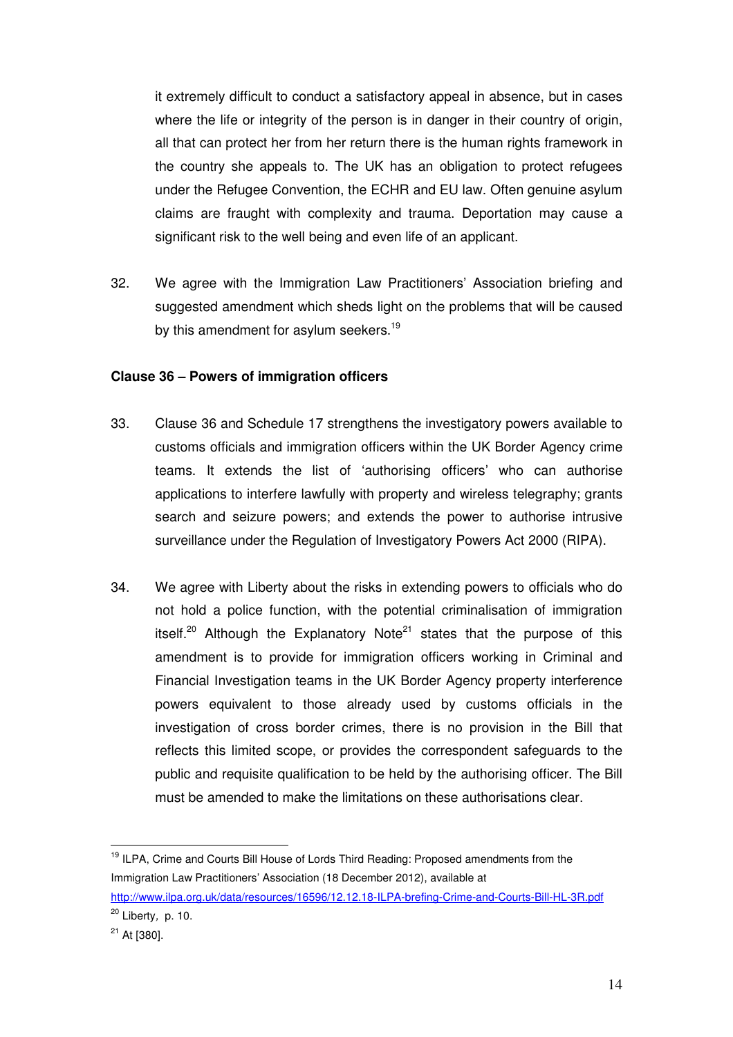it extremely difficult to conduct a satisfactory appeal in absence, but in cases where the life or integrity of the person is in danger in their country of origin, all that can protect her from her return there is the human rights framework in the country she appeals to. The UK has an obligation to protect refugees under the Refugee Convention, the ECHR and EU law. Often genuine asylum claims are fraught with complexity and trauma. Deportation may cause a significant risk to the well being and even life of an applicant.

32. We agree with the Immigration Law Practitioners' Association briefing and suggested amendment which sheds light on the problems that will be caused by this amendment for asylum seekers.[19]

**Clause 36 – Powers of immigration officers**

33. Clause 36 and Schedule 17 strengthens the investigatory powers available to customs officials and immigration officers within the UK Border Agency crime teams. It extends the list of 'authorising officers' who can authorise applications to interfere lawfully with property and wireless telegraphy; grants search and seizure powers; and extends the power to authorise intrusive surveillance under the Regulation of Investigatory Powers Act 2000 (RIPA).

34. We agree with Liberty about the risks in extending powers to officials who do not hold a police function, with the potential criminalisation of immigration itself.[20] Although the Explanatory Note[21] states that the purpose of this amendment is to provide for immigration officers working in Criminal and Financial Investigation teams in the UK Border Agency property interference powers equivalent to those already used by customs officials in the investigation of cross border crimes, there is no provision in the Bill that reflects this limited scope, or provides the correspondent safeguards to the public and requisite qualification to be held by the authorising officer. The Bill must be amended to make the limitations on these authorisations clear.

---

[19] ILPA, Crime and Courts Bill House of Lords Third Reading: Proposed amendments from the Immigration Law Practitioners' Association (18 December 2012), available at http://www.ilpa.org.uk/data/resources/16596/12.12.18-ILPA-brefing-Crime-and-Courts-Bill-HL-3R.pdf

[20] Liberty, p. 10.

[21] At [380].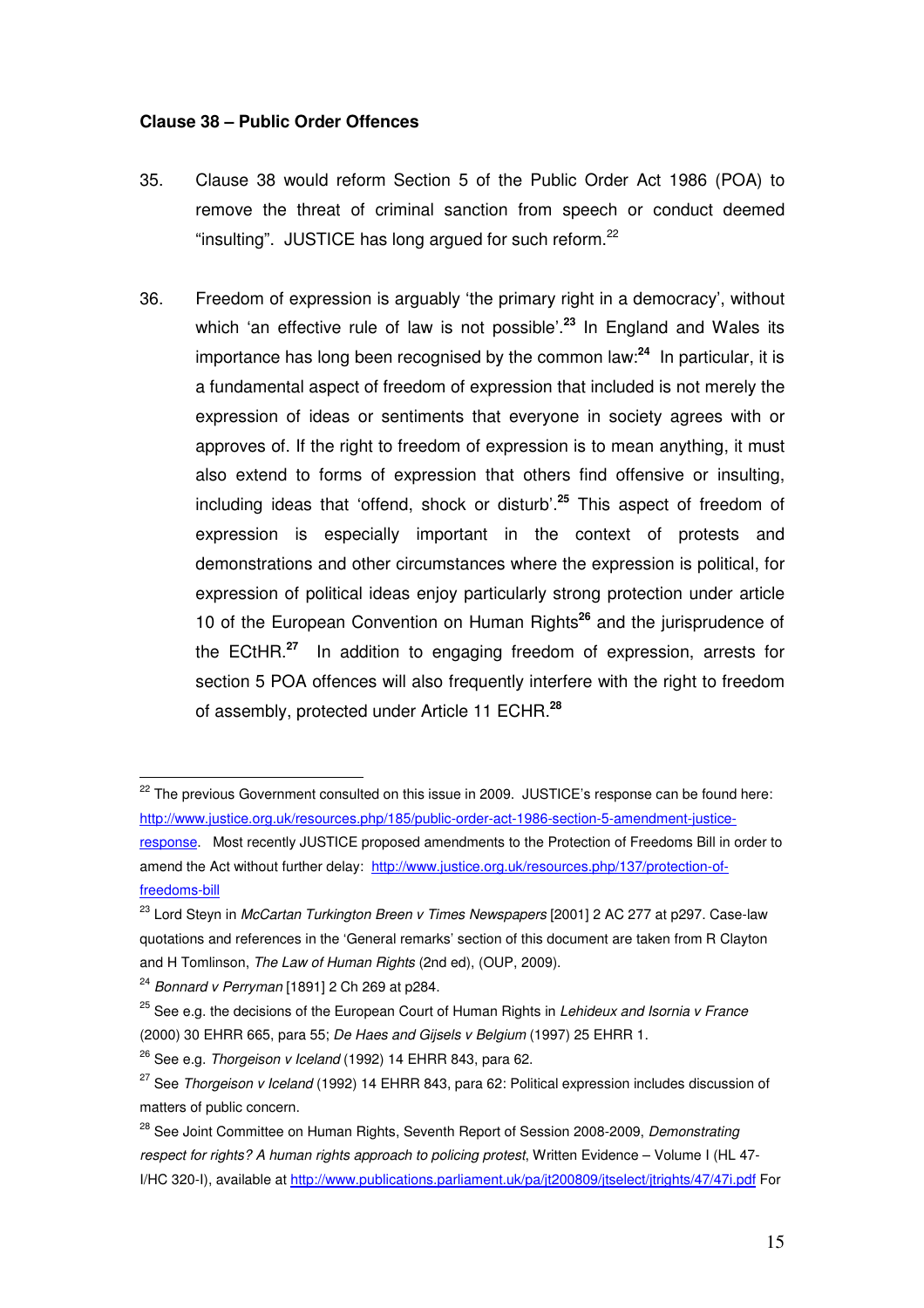**Clause 38 – Public Order Offences**

35. Clause 38 would reform Section 5 of the Public Order Act 1986 (POA) to remove the threat of criminal sanction from speech or conduct deemed "insulting". JUSTICE has long argued for such reform.[22]

36. Freedom of expression is arguably 'the primary right in a democracy', without which 'an effective rule of law is not possible'.[23] In England and Wales its importance has long been recognised by the common law:[24] In particular, it is a fundamental aspect of freedom of expression that included is not merely the expression of ideas or sentiments that everyone in society agrees with or approves of. If the right to freedom of expression is to mean anything, it must also extend to forms of expression that others find offensive or insulting, including ideas that 'offend, shock or disturb'.[25] This aspect of freedom of expression is especially important in the context of protests and demonstrations and other circumstances where the expression is political, for expression of political ideas enjoy particularly strong protection under article 10 of the European Convention on Human Rights[26] and the jurisprudence of the ECtHR.[27] In addition to engaging freedom of expression, arrests for section 5 POA offences will also frequently interfere with the right to freedom of assembly, protected under Article 11 ECHR.[28]

---

[22] The previous Government consulted on this issue in 2009. JUSTICE's response can be found here: http://www.justice.org.uk/resources.php/185/public-order-act-1986-section-5-amendment-justice-response. Most recently JUSTICE proposed amendments to the Protection of Freedoms Bill in order to amend the Act without further delay: http://www.justice.org.uk/resources.php/137/protection-of-freedoms-bill

[23] Lord Steyn in *McCartan Turkington Breen v Times Newspapers* [2001] 2 AC 277 at p297. Case-law quotations and references in the 'General remarks' section of this document are taken from R Clayton and H Tomlinson, *The Law of Human Rights* (2nd ed), (OUP, 2009).

[24] *Bonnard v Perryman* [1891] 2 Ch 269 at p284.

[25] See e.g. the decisions of the European Court of Human Rights in *Lehideux and Isornia v France* (2000) 30 EHRR 665, para 55; *De Haes and Gijsels v Belgium* (1997) 25 EHRR 1.

[26] See e.g. *Thorgeison v Iceland* (1992) 14 EHRR 843, para 62.

[27] See *Thorgeison v Iceland* (1992) 14 EHRR 843, para 62: Political expression includes discussion of matters of public concern.

[28] See Joint Committee on Human Rights, Seventh Report of Session 2008-2009, *Demonstrating respect for rights? A human rights approach to policing protest*, Written Evidence – Volume I (HL 47-I/HC 320-I), available at http://www.publications.parliament.uk/pa/jt200809/jtselect/jtrights/47/47i.pdf For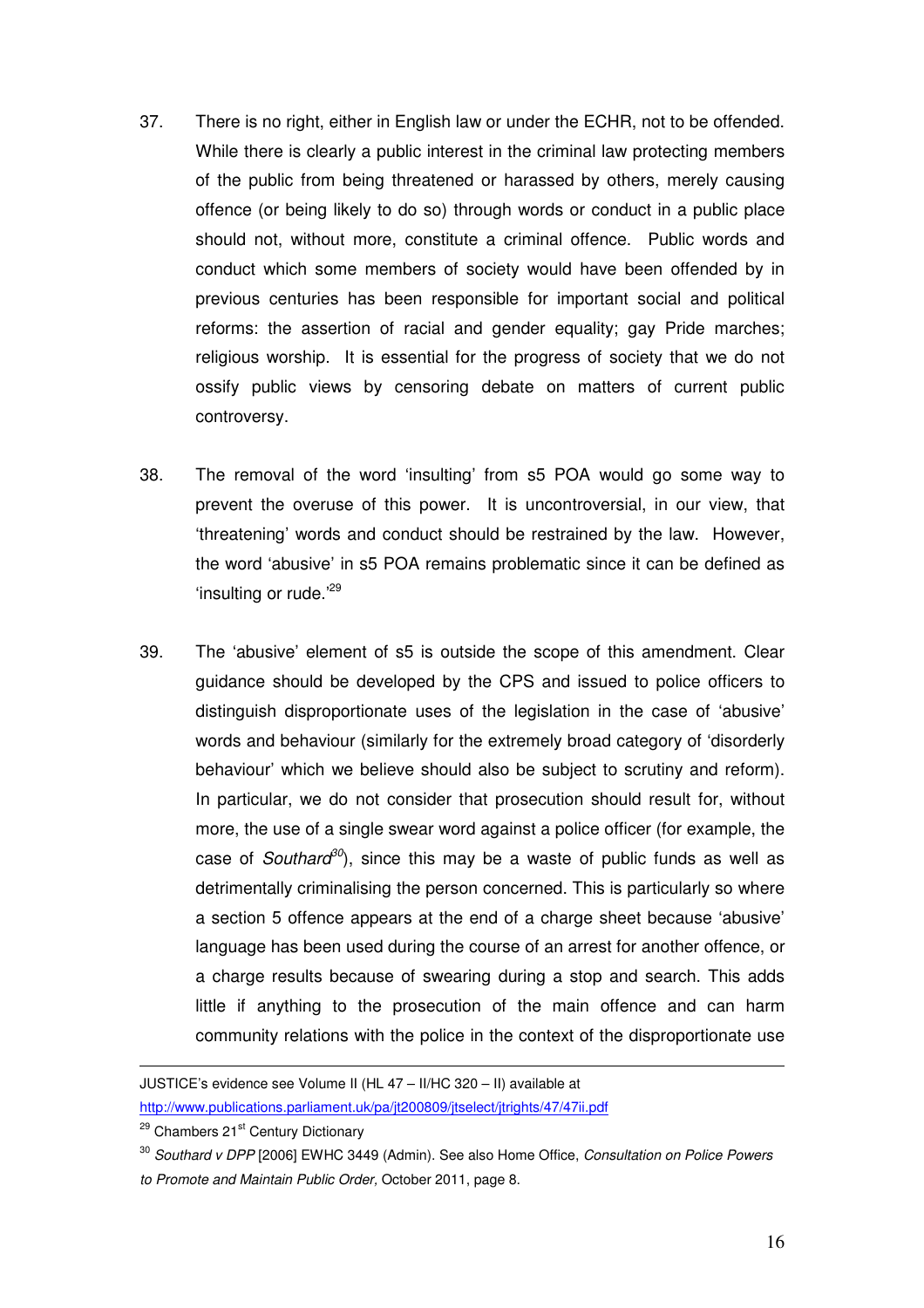37. There is no right, either in English law or under the ECHR, not to be offended. While there is clearly a public interest in the criminal law protecting members of the public from being threatened or harassed by others, merely causing offence (or being likely to do so) through words or conduct in a public place should not, without more, constitute a criminal offence. Public words and conduct which some members of society would have been offended by in previous centuries has been responsible for important social and political reforms: the assertion of racial and gender equality; gay Pride marches; religious worship. It is essential for the progress of society that we do not ossify public views by censoring debate on matters of current public controversy.

38. The removal of the word 'insulting' from s5 POA would go some way to prevent the overuse of this power. It is uncontroversial, in our view, that 'threatening' words and conduct should be restrained by the law. However, the word 'abusive' in s5 POA remains problematic since it can be defined as 'insulting or rude.'[29]

39. The 'abusive' element of s5 is outside the scope of this amendment. Clear guidance should be developed by the CPS and issued to police officers to distinguish disproportionate uses of the legislation in the case of 'abusive' words and behaviour (similarly for the extremely broad category of 'disorderly behaviour' which we believe should also be subject to scrutiny and reform). In particular, we do not consider that prosecution should result for, without more, the use of a single swear word against a police officer (for example, the case of *Southard*[30]), since this may be a waste of public funds as well as detrimentally criminalising the person concerned. This is particularly so where a section 5 offence appears at the end of a charge sheet because 'abusive' language has been used during the course of an arrest for another offence, or a charge results because of swearing during a stop and search. This adds little if anything to the prosecution of the main offence and can harm community relations with the police in the context of the disproportionate use

---

JUSTICE's evidence see Volume II (HL 47 – II/HC 320 – II) available at http://www.publications.parliament.uk/pa/jt200809/jtselect/jtrights/47/47ii.pdf

[29] Chambers 21st Century Dictionary

[30] *Southard v DPP* [2006] EWHC 3449 (Admin). See also Home Office, *Consultation on Police Powers to Promote and Maintain Public Order,* October 2011, page 8.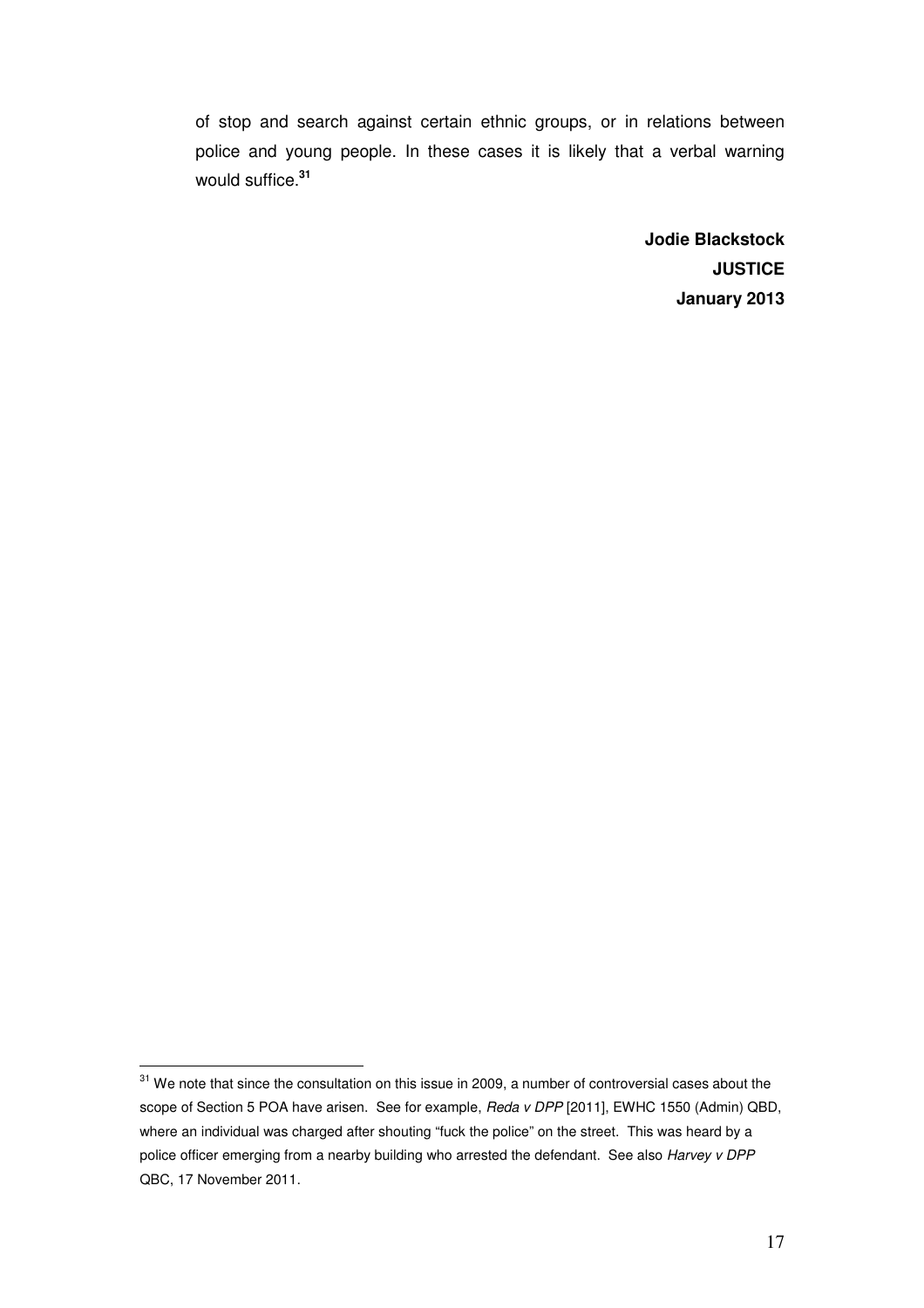of stop and search against certain ethnic groups, or in relations between police and young people. In these cases it is likely that a verbal warning would suffice.[31]

**Jodie Blackstock**
**JUSTICE**
**January 2013**

---

[31] We note that since the consultation on this issue in 2009, a number of controversial cases about the scope of Section 5 POA have arisen. See for example, *Reda v DPP* [2011], EWHC 1550 (Admin) QBD, where an individual was charged after shouting "fuck the police" on the street. This was heard by a police officer emerging from a nearby building who arrested the defendant. See also *Harvey v DPP* QBC, 17 November 2011.